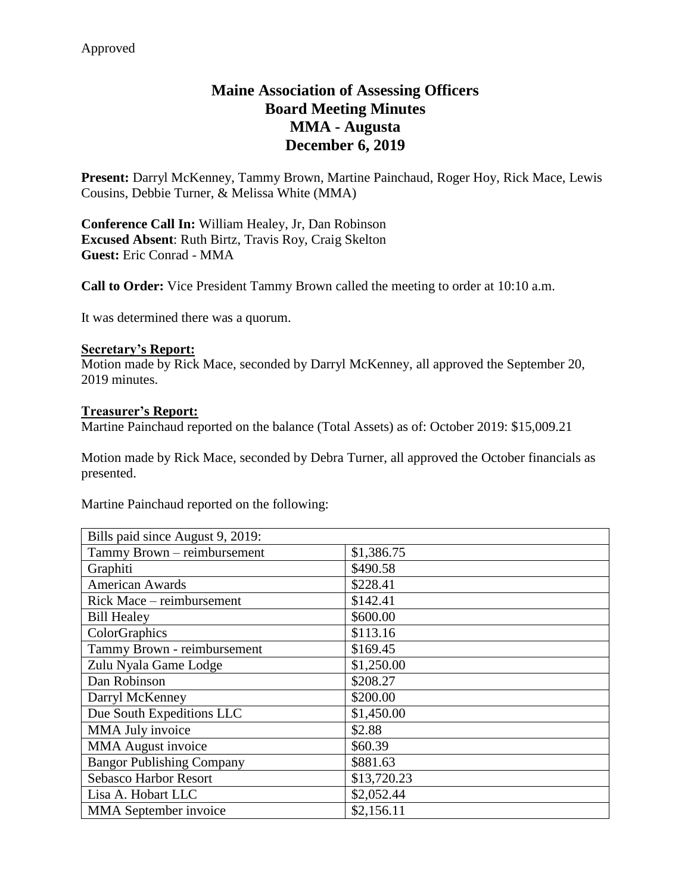Approved

# Maine Association of Assessing Officers
# Board Meeting Minutes
# MMA - Augusta
# December 6, 2019

**Present:** Darryl McKenney, Tammy Brown, Martine Painchaud, Roger Hoy, Rick Mace, Lewis Cousins, Debbie Turner, & Melissa White (MMA)

**Conference Call In:** William Healey, Jr, Dan Robinson
**Excused Absent**: Ruth Birtz, Travis Roy, Craig Skelton
**Guest:** Eric Conrad - MMA

**Call to Order:** Vice President Tammy Brown called the meeting to order at 10:10 a.m.

It was determined there was a quorum.

**Secretary's Report:**

Motion made by Rick Mace, seconded by Darryl McKenney, all approved the September 20, 2019 minutes.

**Treasurer's Report:**

Martine Painchaud reported on the balance (Total Assets) as of: October 2019: $15,009.21

Motion made by Rick Mace, seconded by Debra Turner, all approved the October financials as presented.

Martine Painchaud reported on the following:

| Bills paid since August 9, 2019: | |
|---|---|
| Tammy Brown – reimbursement | $1,386.75 |
| Graphiti | $490.58 |
| American Awards | $228.41 |
| Rick Mace – reimbursement | $142.41 |
| Bill Healey | $600.00 |
| ColorGraphics | $113.16 |
| Tammy Brown - reimbursement | $169.45 |
| Zulu Nyala Game Lodge | $1,250.00 |
| Dan Robinson | $208.27 |
| Darryl McKenney | $200.00 |
| Due South Expeditions LLC | $1,450.00 |
| MMA July invoice | $2.88 |
| MMA August invoice | $60.39 |
| Bangor Publishing Company | $881.63 |
| Sebasco Harbor Resort | $13,720.23 |
| Lisa A. Hobart LLC | $2,052.44 |
| MMA September invoice | $2,156.11 |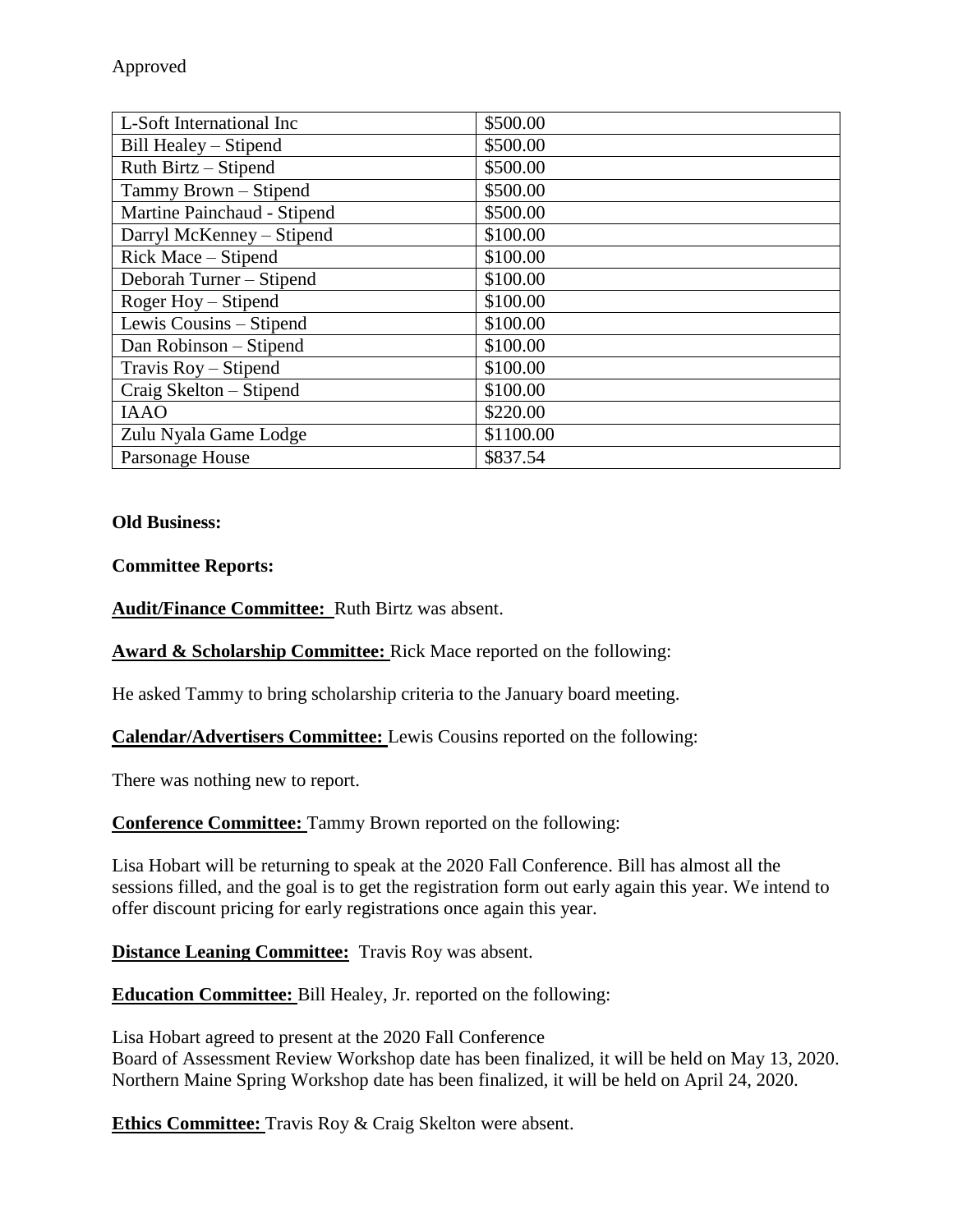Approved

| L-Soft International Inc | $500.00 |
|---|---|
| Bill Healey – Stipend | $500.00 |
| Ruth Birtz – Stipend | $500.00 |
| Tammy Brown – Stipend | $500.00 |
| Martine Painchaud - Stipend | $500.00 |
| Darryl McKenney – Stipend | $100.00 |
| Rick Mace – Stipend | $100.00 |
| Deborah Turner – Stipend | $100.00 |
| Roger Hoy – Stipend | $100.00 |
| Lewis Cousins – Stipend | $100.00 |
| Dan Robinson – Stipend | $100.00 |
| Travis Roy – Stipend | $100.00 |
| Craig Skelton – Stipend | $100.00 |
| IAAO | $220.00 |
| Zulu Nyala Game Lodge | $1100.00 |
| Parsonage House | $837.54 |

**Old Business:**

**Committee Reports:**

**Audit/Finance Committee:** Ruth Birtz was absent.

**Award & Scholarship Committee:** Rick Mace reported on the following:

He asked Tammy to bring scholarship criteria to the January board meeting.

**Calendar/Advertisers Committee:** Lewis Cousins reported on the following:

There was nothing new to report.

**Conference Committee:** Tammy Brown reported on the following:

Lisa Hobart will be returning to speak at the 2020 Fall Conference. Bill has almost all the sessions filled, and the goal is to get the registration form out early again this year. We intend to offer discount pricing for early registrations once again this year.

**Distance Leaning Committee:** Travis Roy was absent.

**Education Committee:** Bill Healey, Jr. reported on the following:

Lisa Hobart agreed to present at the 2020 Fall Conference
Board of Assessment Review Workshop date has been finalized, it will be held on May 13, 2020.
Northern Maine Spring Workshop date has been finalized, it will be held on April 24, 2020.

**Ethics Committee:** Travis Roy & Craig Skelton were absent.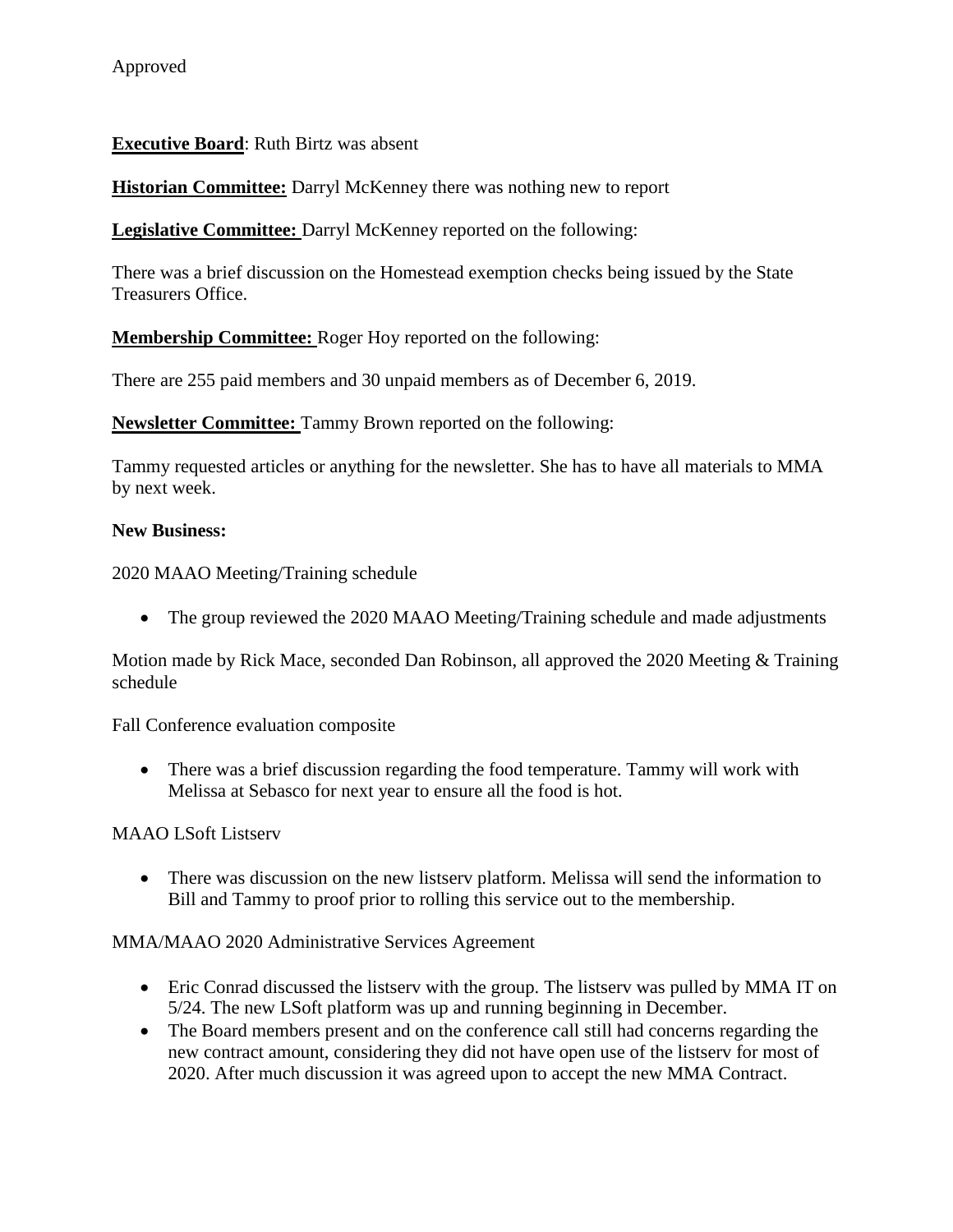Approved

**Executive Board**: Ruth Birtz was absent

**Historian Committee:** Darryl McKenney there was nothing new to report

**Legislative Committee:** Darryl McKenney reported on the following:

There was a brief discussion on the Homestead exemption checks being issued by the State Treasurers Office.

**Membership Committee:** Roger Hoy reported on the following:

There are 255 paid members and 30 unpaid members as of December 6, 2019.

**Newsletter Committee:** Tammy Brown reported on the following:

Tammy requested articles or anything for the newsletter. She has to have all materials to MMA by next week.

**New Business:**

2020 MAAO Meeting/Training schedule

- The group reviewed the 2020 MAAO Meeting/Training schedule and made adjustments

Motion made by Rick Mace, seconded Dan Robinson, all approved the 2020 Meeting & Training schedule

Fall Conference evaluation composite

- There was a brief discussion regarding the food temperature. Tammy will work with Melissa at Sebasco for next year to ensure all the food is hot.

MAAO LSoft Listserv

- There was discussion on the new listserv platform. Melissa will send the information to Bill and Tammy to proof prior to rolling this service out to the membership.

MMA/MAAO 2020 Administrative Services Agreement

- Eric Conrad discussed the listserv with the group. The listserv was pulled by MMA IT on 5/24. The new LSoft platform was up and running beginning in December.
- The Board members present and on the conference call still had concerns regarding the new contract amount, considering they did not have open use of the listserv for most of 2020. After much discussion it was agreed upon to accept the new MMA Contract.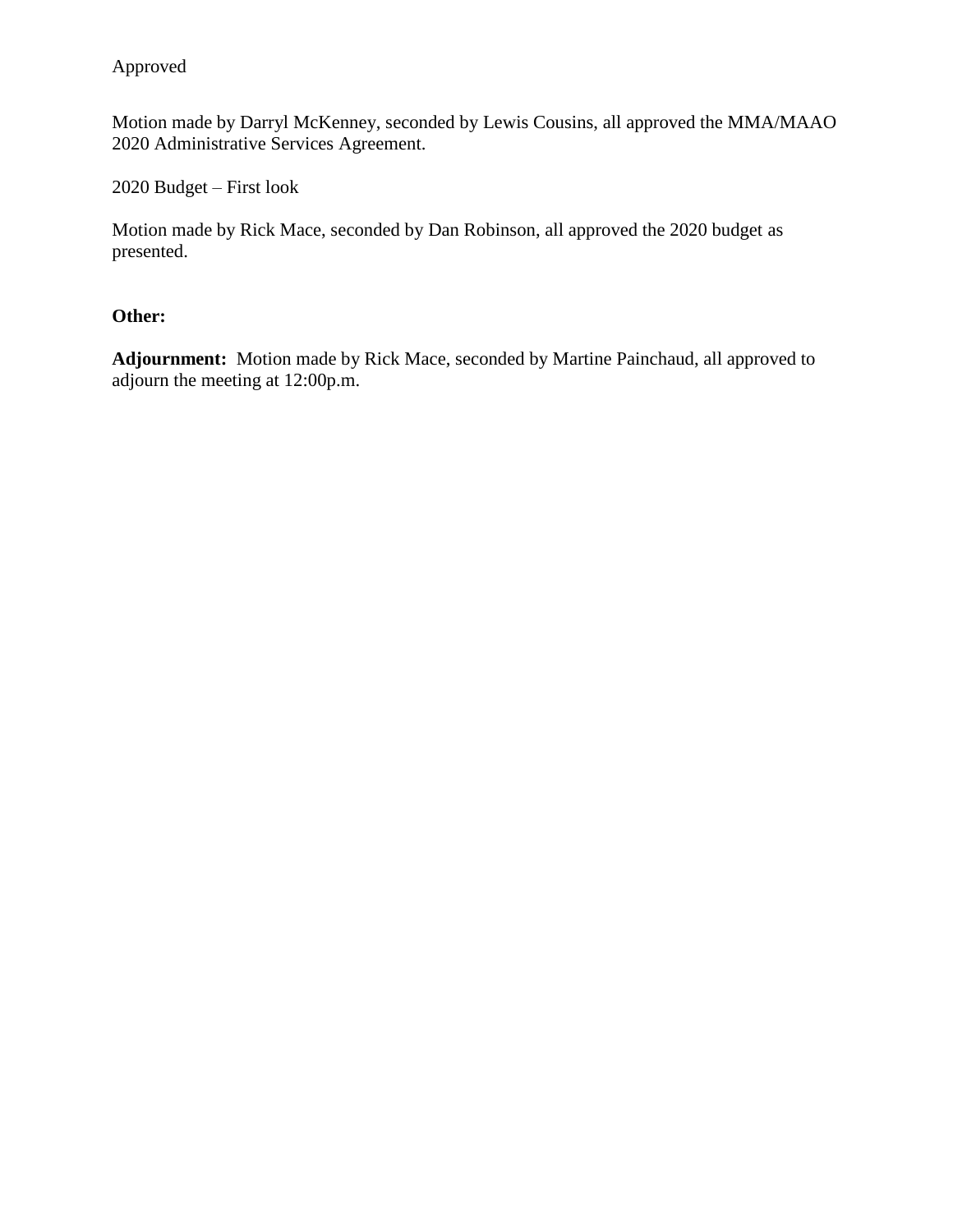Approved

Motion made by Darryl McKenney, seconded by Lewis Cousins, all approved the MMA/MAAO 2020 Administrative Services Agreement.

2020 Budget – First look

Motion made by Rick Mace, seconded by Dan Robinson, all approved the 2020 budget as presented.

**Other:**

**Adjournment:** Motion made by Rick Mace, seconded by Martine Painchaud, all approved to adjourn the meeting at 12:00p.m.